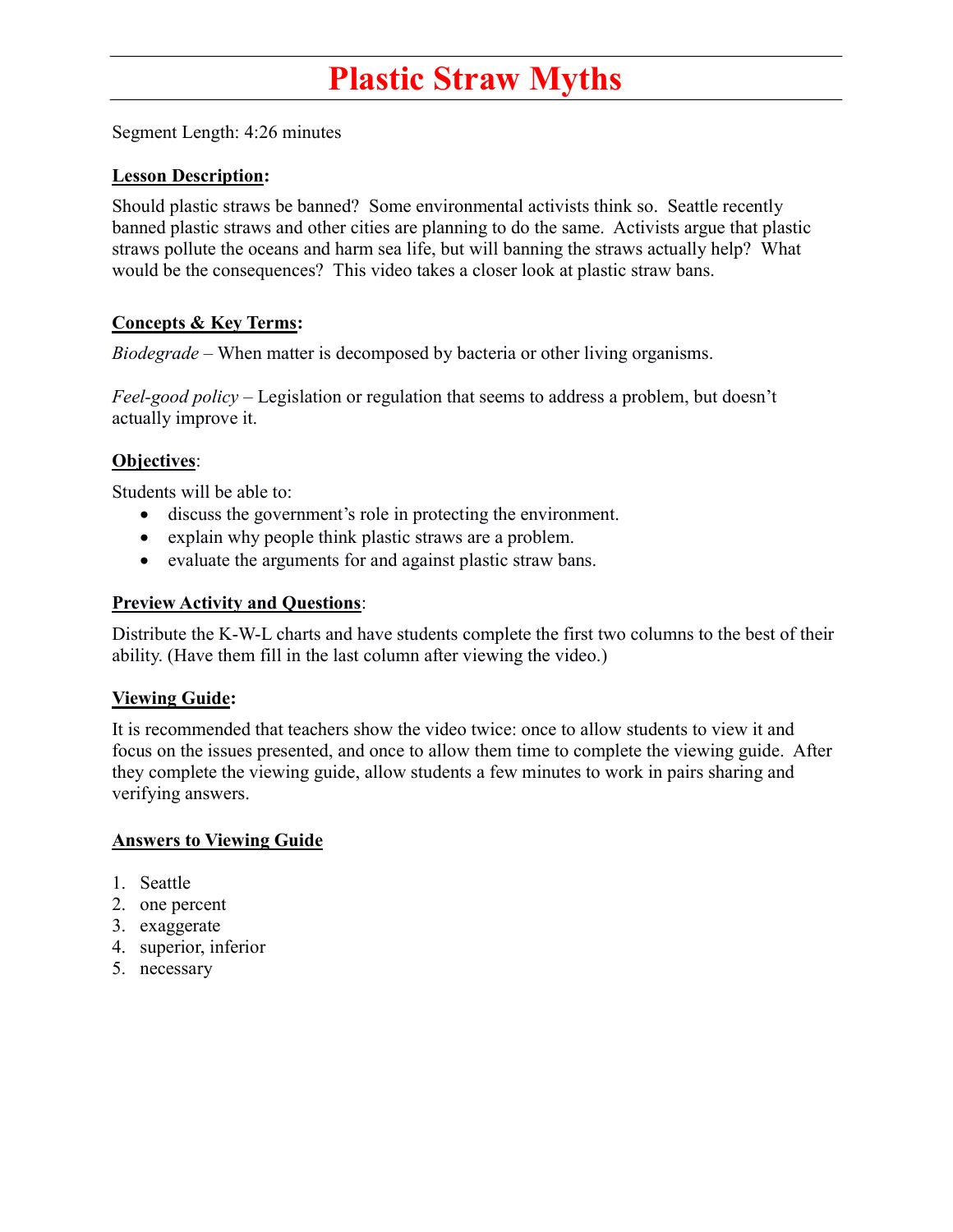# Plastic Straw Myths

Segment Length: 4:26 minutes

**Lesson Description:**

Should plastic straws be banned? Some environmental activists think so. Seattle recently banned plastic straws and other cities are planning to do the same. Activists argue that plastic straws pollute the oceans and harm sea life, but will banning the straws actually help? What would be the consequences? This video takes a closer look at plastic straw bans.

**Concepts & Key Terms:**

*Biodegrade* – When matter is decomposed by bacteria or other living organisms.

*Feel-good policy* – Legislation or regulation that seems to address a problem, but doesn't actually improve it.

**Objectives**:

Students will be able to:

- discuss the government's role in protecting the environment.
- explain why people think plastic straws are a problem.
- evaluate the arguments for and against plastic straw bans.

**Preview Activity and Questions**:

Distribute the K-W-L charts and have students complete the first two columns to the best of their ability. (Have them fill in the last column after viewing the video.)

**Viewing Guide:**

It is recommended that teachers show the video twice: once to allow students to view it and focus on the issues presented, and once to allow them time to complete the viewing guide. After they complete the viewing guide, allow students a few minutes to work in pairs sharing and verifying answers.

**Answers to Viewing Guide**

1. Seattle
2. one percent
3. exaggerate
4. superior, inferior
5. necessary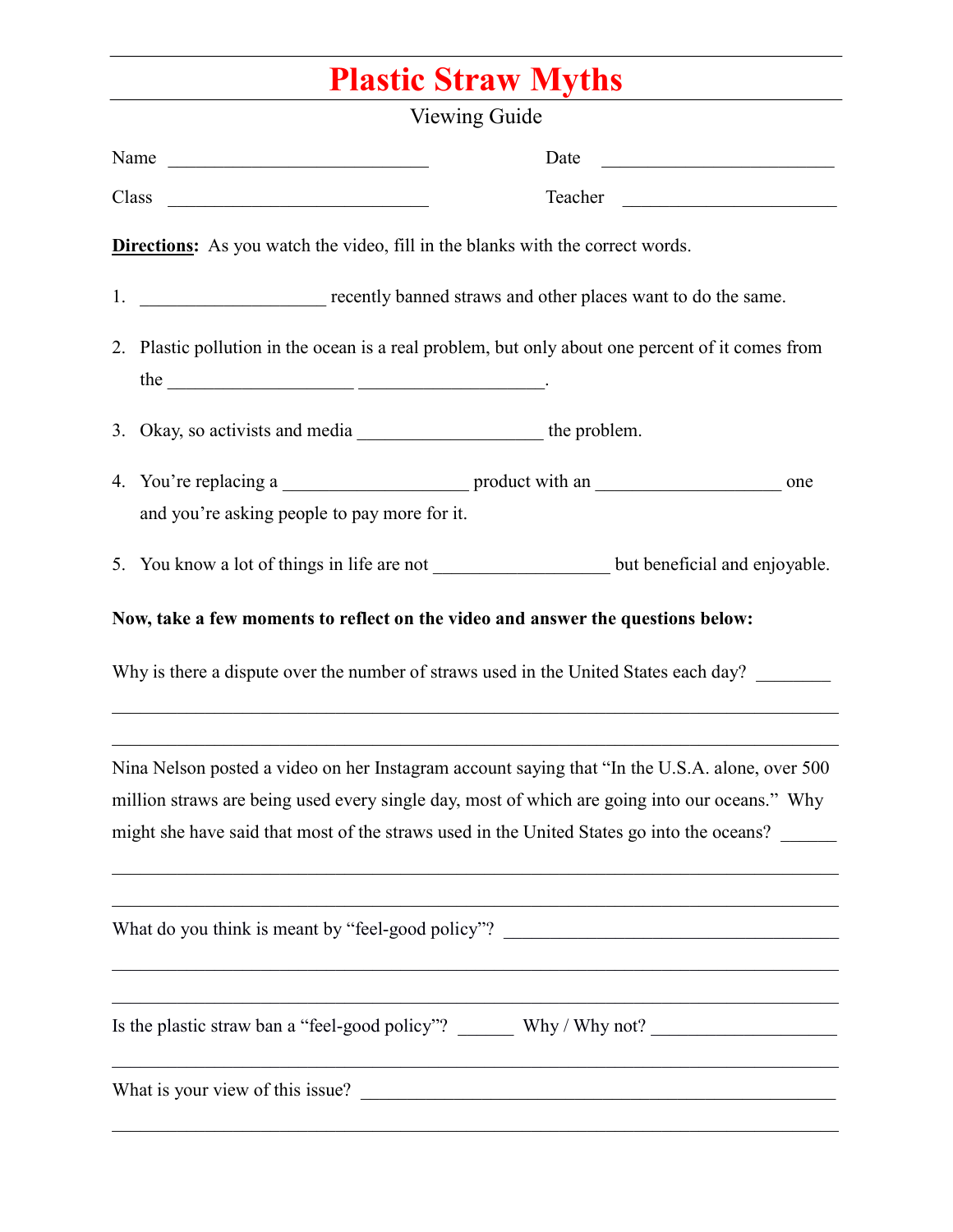# Plastic Straw Myths

Viewing Guide

Name ____________________________ Date ________________________

Class ____________________________ Teacher ______________________

**Directions:** As you watch the video, fill in the blanks with the correct words.

1. ___________________ recently banned straws and other places want to do the same.

2. Plastic pollution in the ocean is a real problem, but only about one percent of it comes from the ___________________ ___________________.

3. Okay, so activists and media ___________________ the problem.

4. You're replacing a ___________________ product with an ___________________ one and you're asking people to pay more for it.

5. You know a lot of things in life are not __________________ but beneficial and enjoyable.

**Now, take a few moments to reflect on the video and answer the questions below:**

Why is there a dispute over the number of straws used in the United States each day? ________

________________________________________________________________________________

________________________________________________________________________________

Nina Nelson posted a video on her Instagram account saying that "In the U.S.A. alone, over 500 million straws are being used every single day, most of which are going into our oceans." Why might she have said that most of the straws used in the United States go into the oceans? ______

________________________________________________________________________________

________________________________________________________________________________

What do you think is meant by "feel-good policy"? ____________________________________

________________________________________________________________________________

________________________________________________________________________________

Is the plastic straw ban a "feel-good policy"? ______ Why / Why not? ___________________

________________________________________________________________________________

What is your view of this issue? ___________________________________________________

________________________________________________________________________________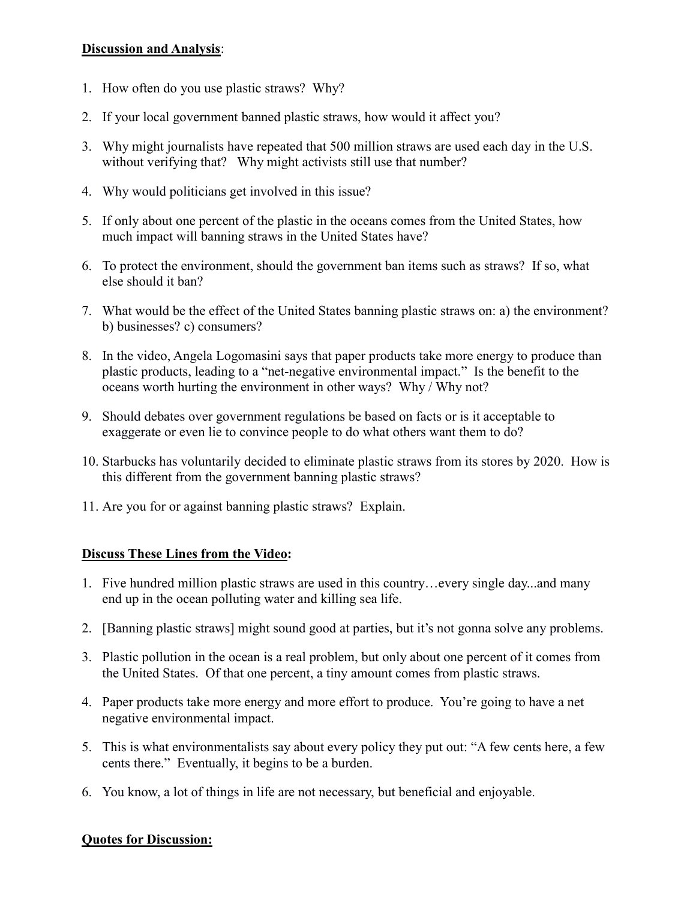**Discussion and Analysis**:

1. How often do you use plastic straws? Why?
2. If your local government banned plastic straws, how would it affect you?
3. Why might journalists have repeated that 500 million straws are used each day in the U.S. without verifying that? Why might activists still use that number?
4. Why would politicians get involved in this issue?
5. If only about one percent of the plastic in the oceans comes from the United States, how much impact will banning straws in the United States have?
6. To protect the environment, should the government ban items such as straws? If so, what else should it ban?
7. What would be the effect of the United States banning plastic straws on: a) the environment? b) businesses? c) consumers?
8. In the video, Angela Logomasini says that paper products take more energy to produce than plastic products, leading to a "net-negative environmental impact." Is the benefit to the oceans worth hurting the environment in other ways? Why / Why not?
9. Should debates over government regulations be based on facts or is it acceptable to exaggerate or even lie to convince people to do what others want them to do?
10. Starbucks has voluntarily decided to eliminate plastic straws from its stores by 2020. How is this different from the government banning plastic straws?
11. Are you for or against banning plastic straws? Explain.

**Discuss These Lines from the Video:**

1. Five hundred million plastic straws are used in this country…every single day...and many end up in the ocean polluting water and killing sea life.
2. [Banning plastic straws] might sound good at parties, but it's not gonna solve any problems.
3. Plastic pollution in the ocean is a real problem, but only about one percent of it comes from the United States. Of that one percent, a tiny amount comes from plastic straws.
4. Paper products take more energy and more effort to produce. You're going to have a net negative environmental impact.
5. This is what environmentalists say about every policy they put out: "A few cents here, a few cents there." Eventually, it begins to be a burden.
6. You know, a lot of things in life are not necessary, but beneficial and enjoyable.

**Quotes for Discussion:**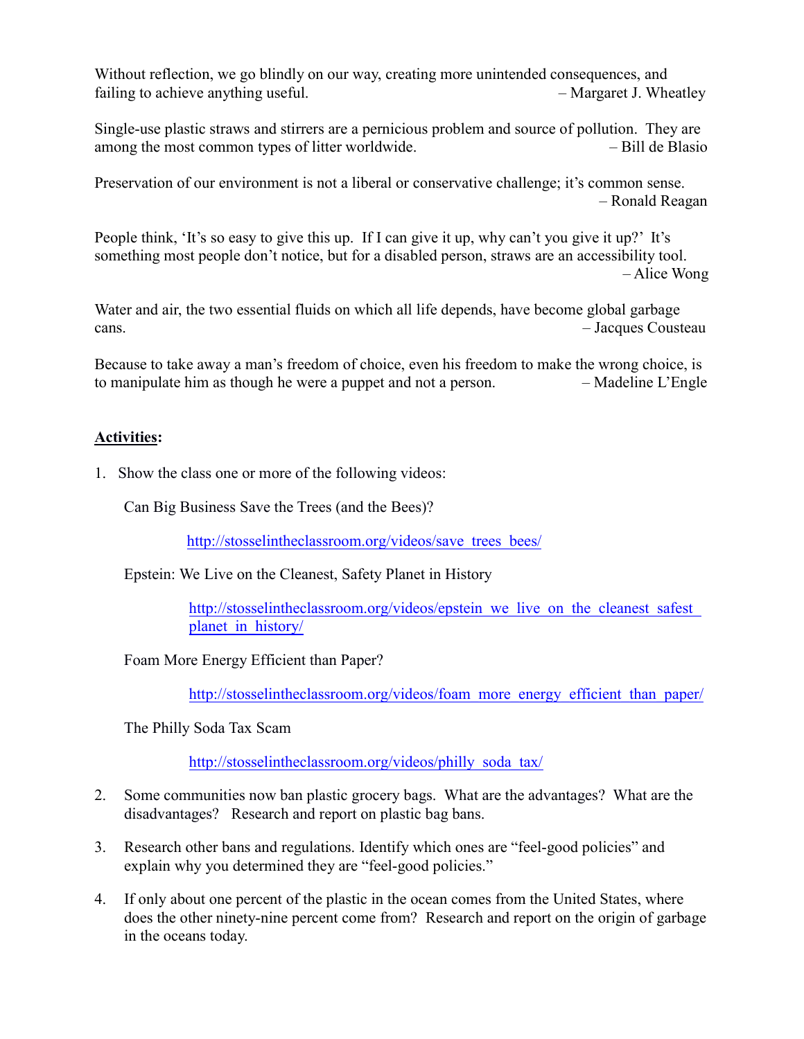Without reflection, we go blindly on our way, creating more unintended consequences, and failing to achieve anything useful. – Margaret J. Wheatley

Single-use plastic straws and stirrers are a pernicious problem and source of pollution. They are among the most common types of litter worldwide. – Bill de Blasio

Preservation of our environment is not a liberal or conservative challenge; it's common sense. – Ronald Reagan

People think, 'It's so easy to give this up. If I can give it up, why can't you give it up?' It's something most people don't notice, but for a disabled person, straws are an accessibility tool. – Alice Wong

Water and air, the two essential fluids on which all life depends, have become global garbage cans. – Jacques Cousteau

Because to take away a man's freedom of choice, even his freedom to make the wrong choice, is to manipulate him as though he were a puppet and not a person. – Madeline L'Engle

**Activities:**

1. Show the class one or more of the following videos:

   Can Big Business Save the Trees (and the Bees)?

   http://stosselintheclassroom.org/videos/save_trees_bees/

   Epstein: We Live on the Cleanest, Safety Planet in History

   http://stosselintheclassroom.org/videos/epstein_we_live_on_the_cleanest_safest_planet_in_history/

   Foam More Energy Efficient than Paper?

   http://stosselintheclassroom.org/videos/foam_more_energy_efficient_than_paper/

   The Philly Soda Tax Scam

   http://stosselintheclassroom.org/videos/philly_soda_tax/

2. Some communities now ban plastic grocery bags. What are the advantages? What are the disadvantages? Research and report on plastic bag bans.

3. Research other bans and regulations. Identify which ones are "feel-good policies" and explain why you determined they are "feel-good policies."

4. If only about one percent of the plastic in the ocean comes from the United States, where does the other ninety-nine percent come from? Research and report on the origin of garbage in the oceans today.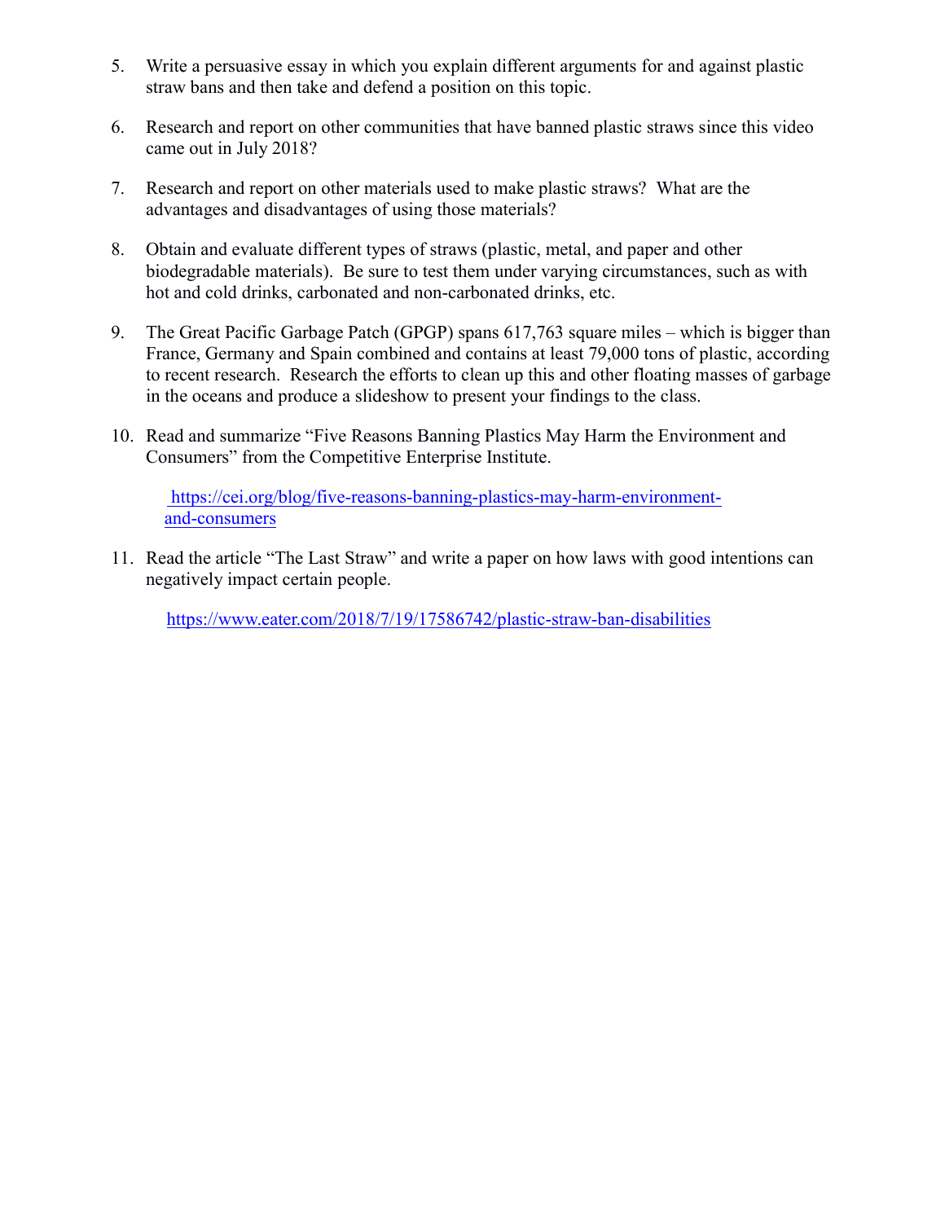5. Write a persuasive essay in which you explain different arguments for and against plastic straw bans and then take and defend a position on this topic.

6. Research and report on other communities that have banned plastic straws since this video came out in July 2018?

7. Research and report on other materials used to make plastic straws? What are the advantages and disadvantages of using those materials?

8. Obtain and evaluate different types of straws (plastic, metal, and paper and other biodegradable materials). Be sure to test them under varying circumstances, such as with hot and cold drinks, carbonated and non-carbonated drinks, etc.

9. The Great Pacific Garbage Patch (GPGP) spans 617,763 square miles – which is bigger than France, Germany and Spain combined and contains at least 79,000 tons of plastic, according to recent research. Research the efforts to clean up this and other floating masses of garbage in the oceans and produce a slideshow to present your findings to the class.

10. Read and summarize "Five Reasons Banning Plastics May Harm the Environment and Consumers" from the Competitive Enterprise Institute.

    https://cei.org/blog/five-reasons-banning-plastics-may-harm-environment-and-consumers

11. Read the article "The Last Straw" and write a paper on how laws with good intentions can negatively impact certain people.

    https://www.eater.com/2018/7/19/17586742/plastic-straw-ban-disabilities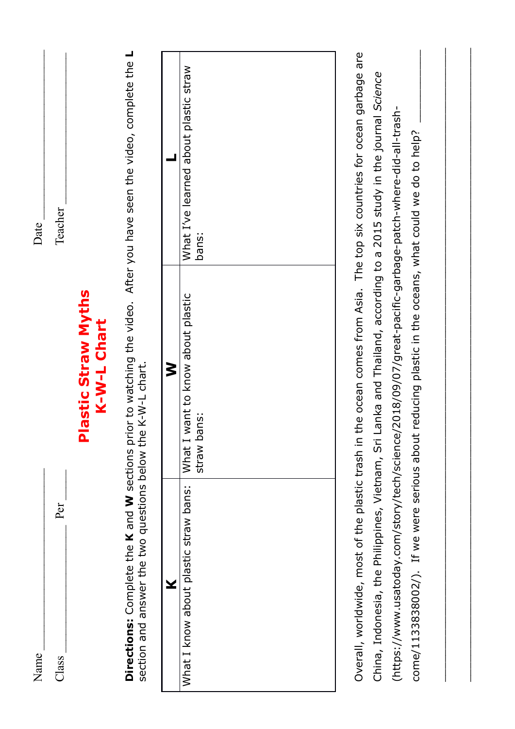Name ______________________________ Date ______________________________

Class ____________ Per ____________ Teacher ______________________________

# Plastic Straw Myths
# K-W-L Chart

**Directions:** Complete the **K** and **W** sections prior to watching the video. After you have seen the video, complete the **L** section and answer the two questions below the K-W-L chart.

| K | W | L |
|---|---|---|
| What I know about plastic straw bans: | What I want to know about plastic straw bans: | What I've learned about plastic straw bans: |

Overall, worldwide, most of the plastic trash in the ocean comes from Asia. The top six countries for ocean garbage are China, Indonesia, the Philippines, Vietnam, Sri Lanka and Thailand, according to a 2015 study in the journal *Science* (https://www.usatoday.com/story/tech/science/2018/09/07/great-pacific-garbage-patch-where-did-all-trash-come/1133838002/). If we were serious about reducing plastic in the oceans, what could we do to help? ______________________________

______________________________________________________________________________

______________________________________________________________________________